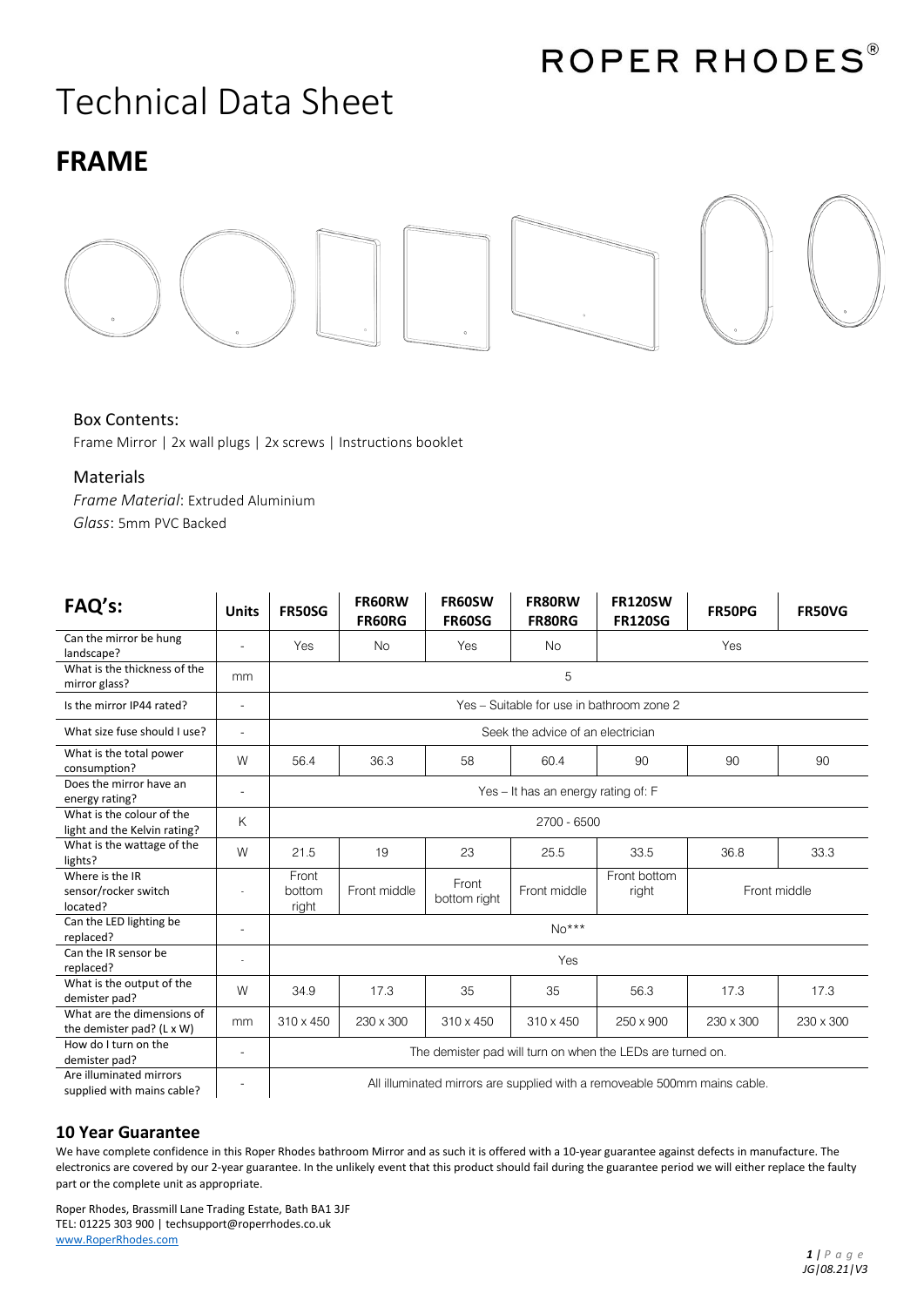ROPER RHODES®

# Technical Data Sheet

## FRAME

### Box Contents:

Frame Mirror | 2x wall plugs | 2x screws | Instructions booklet

### Materials

*Frame Material*: Extruded Aluminium
*Glass*: 5mm PVC Backed

| FAQ's: | Units | FR50SG | FR60RW FR60RG | FR60SW FR60SG | FR80RW FR80RG | FR120SW FR120SG | FR50PG | FR50VG |
|---|---|---|---|---|---|---|---|---|
| Can the mirror be hung landscape? | - | Yes | No | Yes | No | Yes | | |
| What is the thickness of the mirror glass? | mm | 5 | | | | | | |
| Is the mirror IP44 rated? | - | Yes – Suitable for use in bathroom zone 2 | | | | | | |
| What size fuse should I use? | - | Seek the advice of an electrician | | | | | | |
| What is the total power consumption? | W | 56.4 | 36.3 | 58 | 60.4 | 90 | 90 | 90 |
| Does the mirror have an energy rating? | - | Yes – It has an energy rating of: F | | | | | | |
| What is the colour of the light and the Kelvin rating? | K | 2700 - 6500 | | | | | | |
| What is the wattage of the lights? | W | 21.5 | 19 | 23 | 25.5 | 33.5 | 36.8 | 33.3 |
| Where is the IR sensor/rocker switch located? | - | Front bottom right | Front middle | Front bottom right | Front middle | Front bottom right | Front middle | |
| Can the LED lighting be replaced? | - | No*** | | | | | | |
| Can the IR sensor be replaced? | - | Yes | | | | | | |
| What is the output of the demister pad? | W | 34.9 | 17.3 | 35 | 35 | 56.3 | 17.3 | 17.3 |
| What are the dimensions of the demister pad? (L x W) | mm | 310 x 450 | 230 x 300 | 310 x 450 | 310 x 450 | 250 x 900 | 230 x 300 | 230 x 300 |
| How do I turn on the demister pad? | - | The demister pad will turn on when the LEDs are turned on. | | | | | | |
| Are illuminated mirrors supplied with mains cable? | - | All illuminated mirrors are supplied with a removeable 500mm mains cable. | | | | | | |

### 10 Year Guarantee

We have complete confidence in this Roper Rhodes bathroom Mirror and as such it is offered with a 10-year guarantee against defects in manufacture. The electronics are covered by our 2-year guarantee. In the unlikely event that this product should fail during the guarantee period we will either replace the faulty part or the complete unit as appropriate.

Roper Rhodes, Brassmill Lane Trading Estate, Bath BA1 3JF
TEL: 01225 303 900 | techsupport@roperrhodes.co.uk
www.RoperRhodes.com

JG|08.21|V3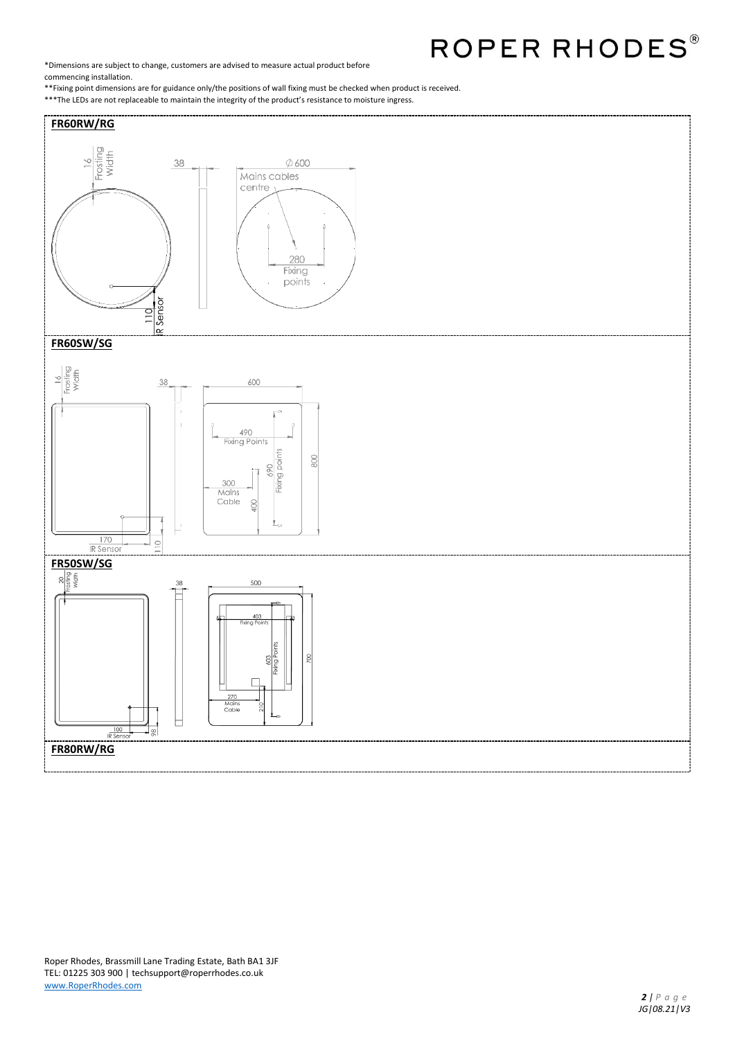\*Dimensions are subject to change, customers are advised to measure actual product before commencing installation.

\*\*Fixing point dimensions are for guidance only/the positions of wall fixing must be checked when product is received.

\*\*\*The LEDs are not replaceable to maintain the integrity of the product's resistance to moisture ingress.

**FR60RW/RG**

16 Frosting Width

38

∅600

Mains cables centre

280 Fixing points

110 IR Sensor

**FR60SW/SG**

16 Frosting Width

38

600

490 Fixing Points

690 Fixing points

800

300 Mains Cable

400

170 IR Sensor

110

**FR50SW/SG**

20 Frosting Width

38

500

403 Fixing Points

603 Fixing Points

700

270 Mains Cable

210

100 IR Sensor

98

**FR80RW/RG**

Roper Rhodes, Brassmill Lane Trading Estate, Bath BA1 3JF
TEL: 01225 303 900 | techsupport@roperrhodes.co.uk
www.RoperRhodes.com

JG|08.21|V3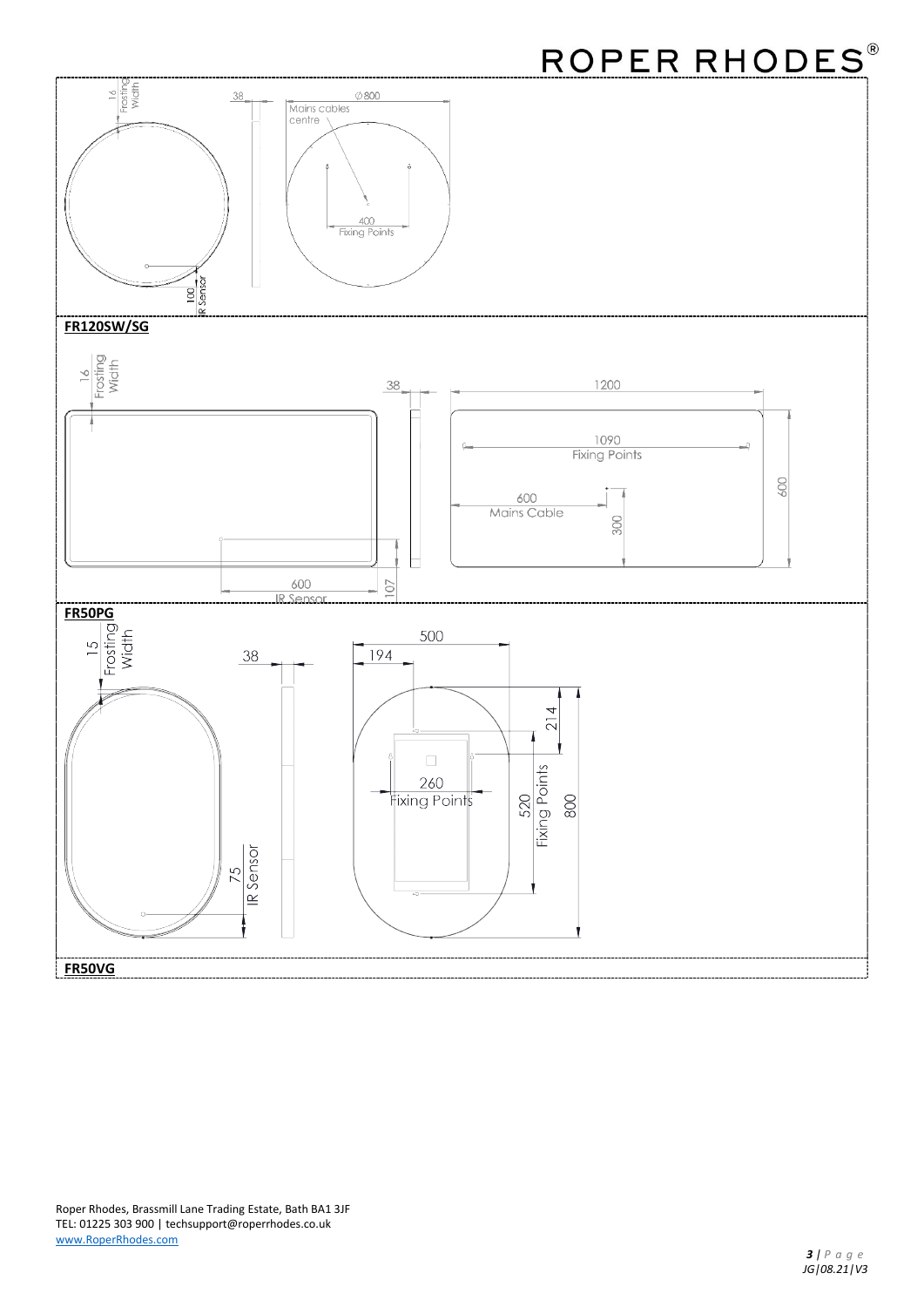16 Frosting Width

38

Ø800

Mains cables centre

400 Fixing Points

100 IR Sensor

**FR120SW/SG**

16 Frosting Width

38

1200

1090 Fixing Points

600

600 Mains Cable

300

600 IR Sensor

107

**FR50PG**

15 Frosting Width

38

500

194

214

260 Fixing Points

520 Fixing Points

800

75 IR Sensor

**FR50VG**

Roper Rhodes, Brassmill Lane Trading Estate, Bath BA1 3JF
TEL: 01225 303 900 | techsupport@roperrhodes.co.uk
www.RoperRhodes.com

JG|08.21|V3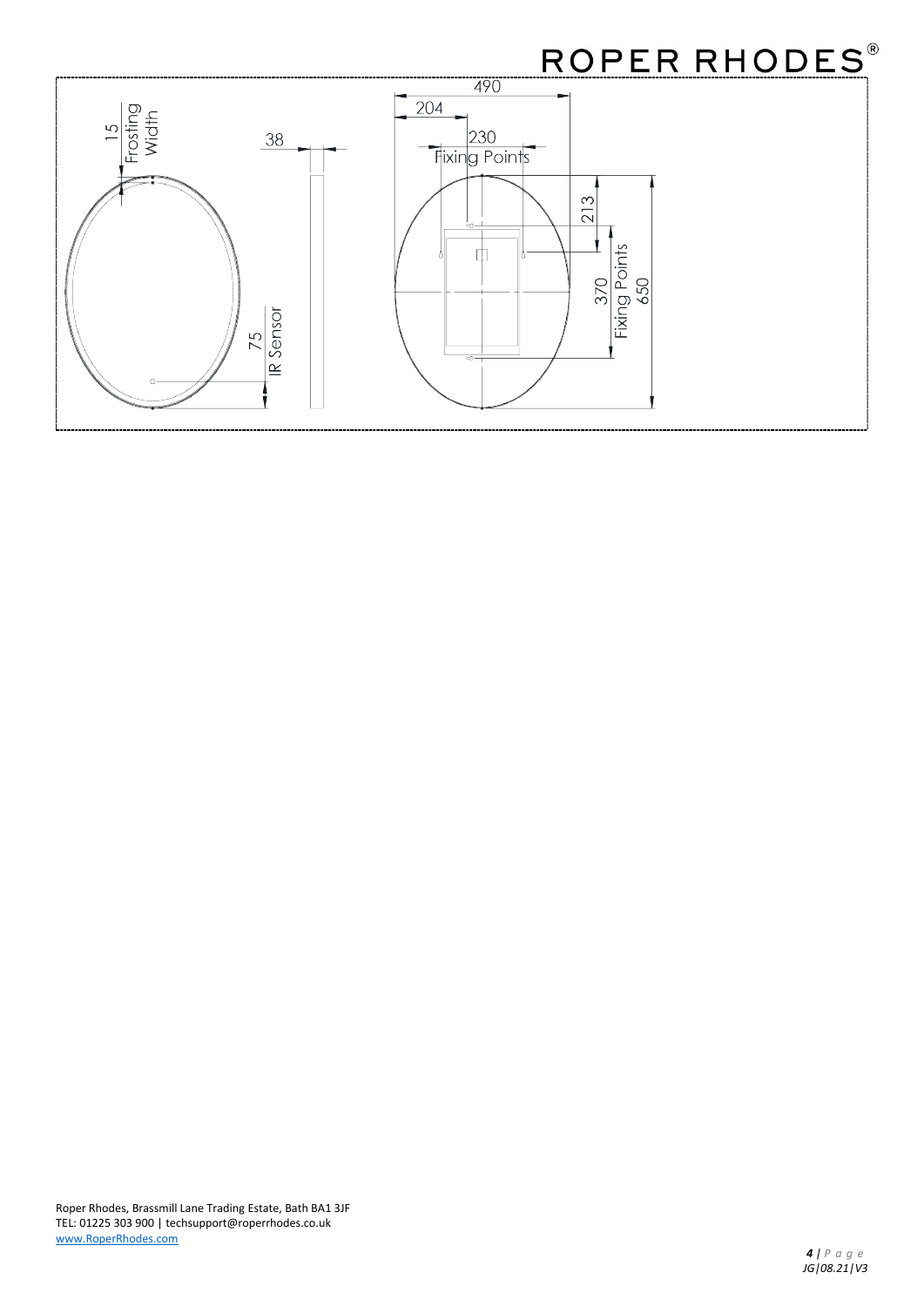15
Frosting
Width

38

490

204

230
Fixing Points

213

370
Fixing Points

650

75
IR Sensor

Roper Rhodes, Brassmill Lane Trading Estate, Bath BA1 3JF
TEL: 01225 303 900 | techsupport@roperrhodes.co.uk
www.RoperRhodes.com

JG|08.21|V3